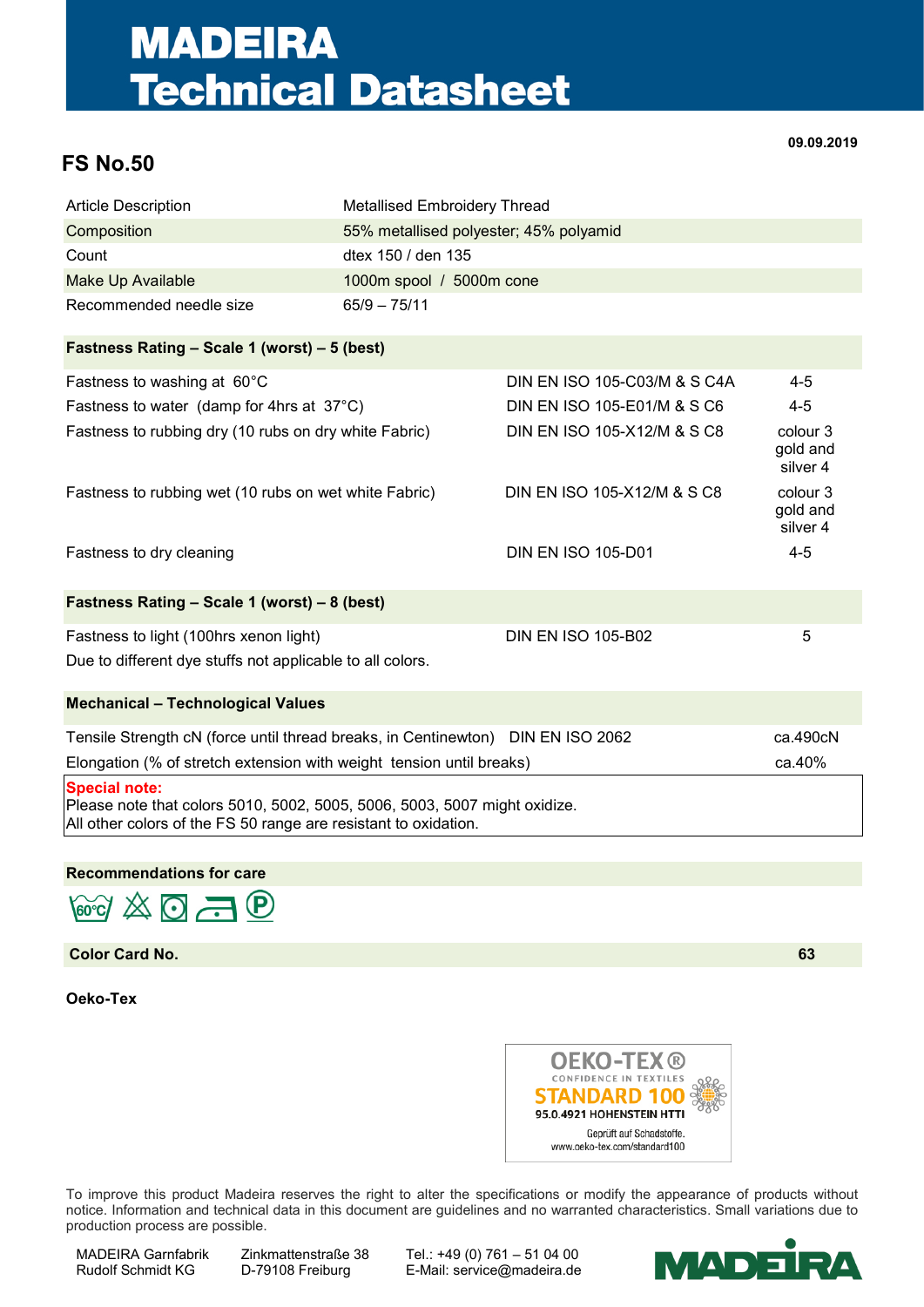# MADEIRA
# Technical Datasheet

**09.09.2019**

## FS No.50

| | |
|---|---|
| Article Description | Metallised Embroidery Thread |
| Composition | 55% metallised polyester; 45% polyamid |
| Count | dtex 150 / den 135 |
| Make Up Available | 1000m spool / 5000m cone |
| Recommended needle size | 65/9 – 75/11 |

**Fastness Rating – Scale 1 (worst) – 5 (best)**

| | | |
|---|---|---|
| Fastness to washing at 60°C | DIN EN ISO 105-C03/M & S C4A | 4-5 |
| Fastness to water (damp for 4hrs at 37°C) | DIN EN ISO 105-E01/M & S C6 | 4-5 |
| Fastness to rubbing dry (10 rubs on dry white Fabric) | DIN EN ISO 105-X12/M & S C8 | colour 3 gold and silver 4 |
| Fastness to rubbing wet (10 rubs on wet white Fabric) | DIN EN ISO 105-X12/M & S C8 | colour 3 gold and silver 4 |
| Fastness to dry cleaning | DIN EN ISO 105-D01 | 4-5 |

**Fastness Rating – Scale 1 (worst) – 8 (best)**

| | | |
|---|---|---|
| Fastness to light (100hrs xenon light) | DIN EN ISO 105-B02 | 5 |

Due to different dye stuffs not applicable to all colors.

**Mechanical – Technological Values**

| | | |
|---|---|---|
| Tensile Strength cN (force until thread breaks, in Centinewton) | DIN EN ISO 2062 | ca.490cN |
| Elongation (% of stretch extension with weight tension until breaks) | | ca.40% |

**Special note:**
Please note that colors 5010, 5002, 5005, 5006, 5003, 5007 might oxidize.
All other colors of the FS 50 range are resistant to oxidation.

**Recommendations for care**

**Color Card No.** **63**

**Oeko-Tex**

OEKO-TEX® CONFIDENCE IN TEXTILES
STANDARD 100
95.0.4921 HOHENSTEIN HTTI
Geprüft auf Schadstoffe.
www.oeko-tex.com/standard100

To improve this product Madeira reserves the right to alter the specifications or modify the appearance of products without notice. Information and technical data in this document are guidelines and no warranted characteristics. Small variations due to production process are possible.

MADEIRA Garnfabrik
Rudolf Schmidt KG

Zinkmattenstraße 38
D-79108 Freiburg

Tel.: +49 (0) 761 – 51 04 00
E-Mail: service@madeira.de

MADEIRA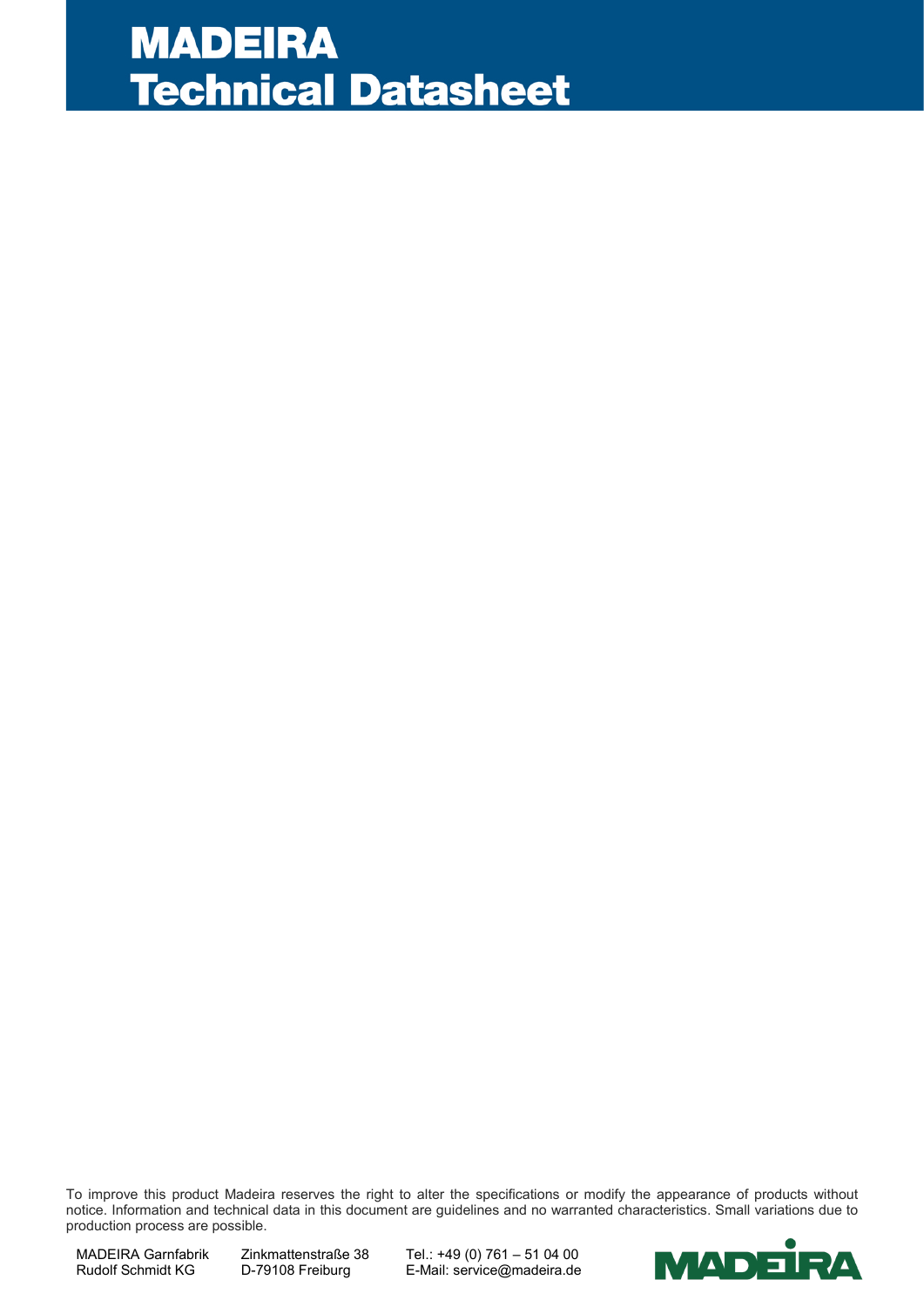To improve this product Madeira reserves the right to alter the specifications or modify the appearance of products without notice. Information and technical data in this document are guidelines and no warranted characteristics. Small variations due to production process are possible.

MADEIRA Garnfabrik
Rudolf Schmidt KG

Zinkmattenstraße 38
D-79108 Freiburg

Tel.: +49 (0) 761 – 51 04 00
E-Mail: service@madeira.de